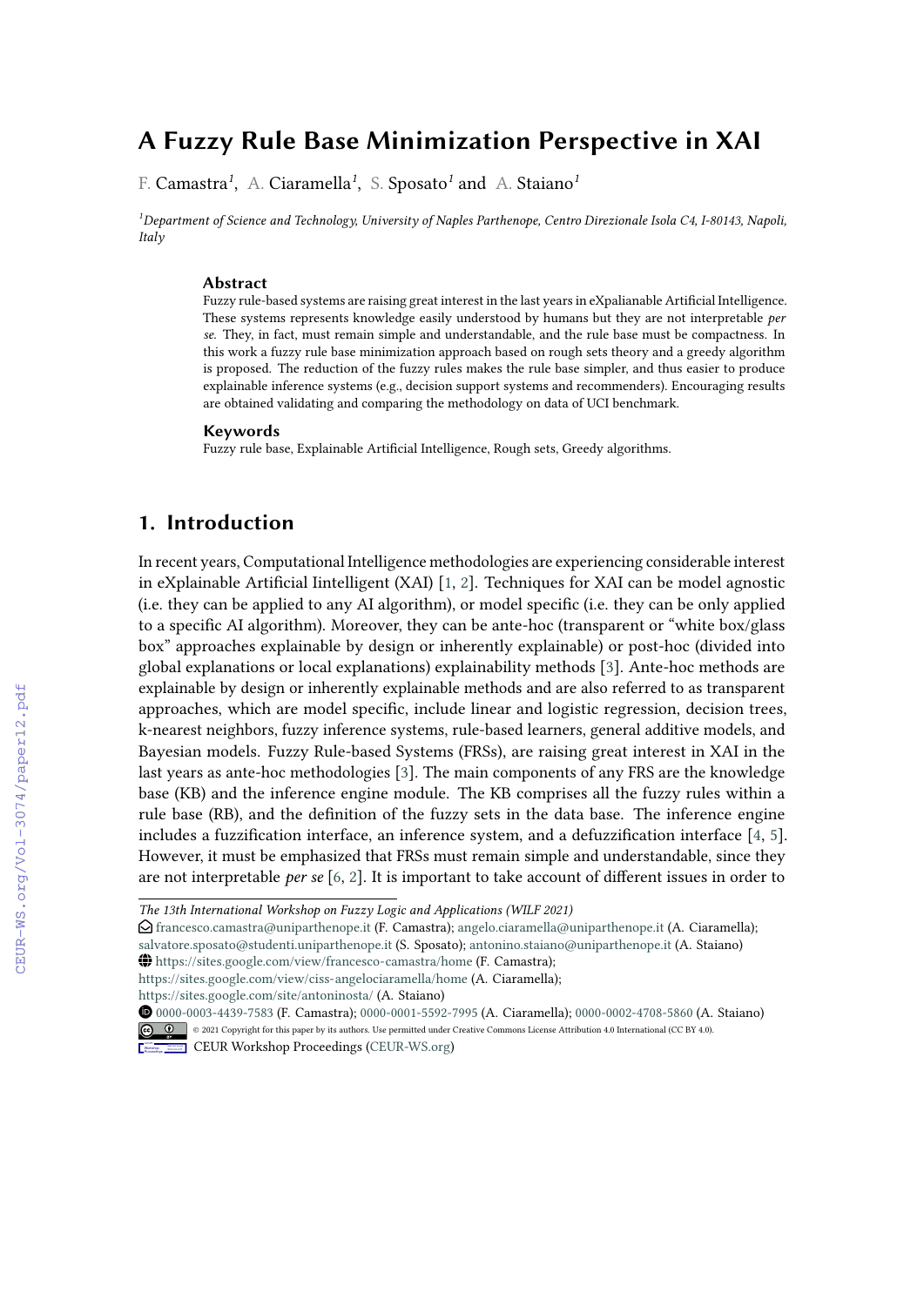# A Fuzzy Rule Base Minimization Perspective in XAI

F. Camastra[1], A. Ciaramella[1], S. Sposato[1] and A. Staiano[1]

[1]*Department of Science and Technology, University of Naples Parthenope, Centro Direzionale Isola C4, I-80143, Napoli, Italy*

## Abstract

Fuzzy rule-based systems are raising great interest in the last years in eXpalianable Artificial Intelligence. These systems represents knowledge easily understood by humans but they are not interpretable *per se*. They, in fact, must remain simple and understandable, and the rule base must be compactness. In this work a fuzzy rule base minimization approach based on rough sets theory and a greedy algorithm is proposed. The reduction of the fuzzy rules makes the rule base simpler, and thus easier to produce explainable inference systems (e.g., decision support systems and recommenders). Encouraging results are obtained validating and comparing the methodology on data of UCI benchmark.

## Keywords

Fuzzy rule base, Explainable Artificial Intelligence, Rough sets, Greedy algorithms.

## 1. Introduction

In recent years, Computational Intelligence methodologies are experiencing considerable interest in eXplainable Artificial Iintelligent (XAI) [1, 2]. Techniques for XAI can be model agnostic (i.e. they can be applied to any AI algorithm), or model specific (i.e. they can be only applied to a specific AI algorithm). Moreover, they can be ante-hoc (transparent or "white box/glass box" approaches explainable by design or inherently explainable) or post-hoc (divided into global explanations or local explanations) explainability methods [3]. Ante-hoc methods are explainable by design or inherently explainable methods and are also referred to as transparent approaches, which are model specific, include linear and logistic regression, decision trees, k-nearest neighbors, fuzzy inference systems, rule-based learners, general additive models, and Bayesian models. Fuzzy Rule-based Systems (FRSs), are raising great interest in XAI in the last years as ante-hoc methodologies [3]. The main components of any FRS are the knowledge base (KB) and the inference engine module. The KB comprises all the fuzzy rules within a rule base (RB), and the definition of the fuzzy sets in the data base. The inference engine includes a fuzzification interface, an inference system, and a defuzzification interface [4, 5]. However, it must be emphasized that FRSs must remain simple and understandable, since they are not interpretable *per se* [6, 2]. It is important to take account of different issues in order to

---

*The 13th International Workshop on Fuzzy Logic and Applications (WILF 2021)*

francesco.camastra@uniparthenope.it (F. Camastra); angelo.ciaramella@uniparthenope.it (A. Ciaramella); salvatore.sposato@studenti.uniparthenope.it (S. Sposato); antonino.staiano@uniparthenope.it (A. Staiano)

https://sites.google.com/view/francesco-camastra/home (F. Camastra); https://sites.google.com/view/ciss-angelociaramella/home (A. Ciaramella); https://sites.google.com/site/antoninosta/ (A. Staiano)

0000-0003-4439-7583 (F. Camastra); 0000-0001-5592-7995 (A. Ciaramella); 0000-0002-4708-5860 (A. Staiano)

© 2021 Copyright for this paper by its authors. Use permitted under Creative Commons License Attribution 4.0 International (CC BY 4.0).

CEUR Workshop Proceedings (CEUR-WS.org)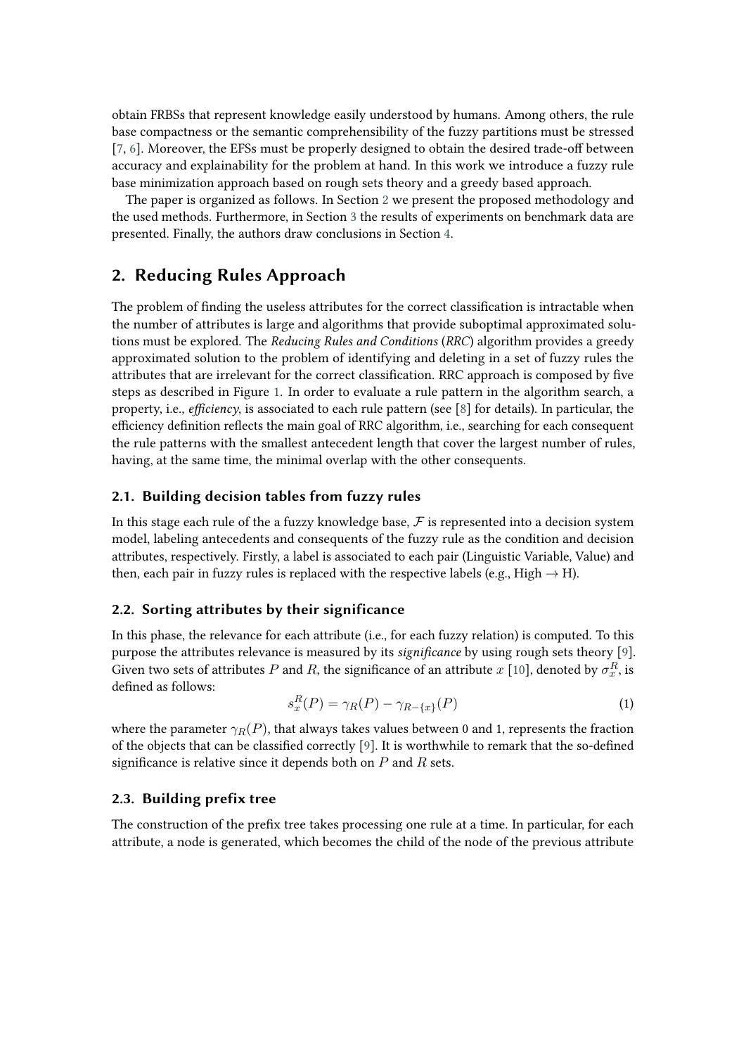obtain FRBSs that represent knowledge easily understood by humans. Among others, the rule base compactness or the semantic comprehensibility of the fuzzy partitions must be stressed [7, 6]. Moreover, the EFSs must be properly designed to obtain the desired trade-off between accuracy and explainability for the problem at hand. In this work we introduce a fuzzy rule base minimization approach based on rough sets theory and a greedy based approach.

The paper is organized as follows. In Section 2 we present the proposed methodology and the used methods. Furthermore, in Section 3 the results of experiments on benchmark data are presented. Finally, the authors draw conclusions in Section 4.

## 2. Reducing Rules Approach

The problem of finding the useless attributes for the correct classification is intractable when the number of attributes is large and algorithms that provide suboptimal approximated solutions must be explored. The *Reducing Rules and Conditions* (*RRC*) algorithm provides a greedy approximated solution to the problem of identifying and deleting in a set of fuzzy rules the attributes that are irrelevant for the correct classification. RRC approach is composed by five steps as described in Figure 1. In order to evaluate a rule pattern in the algorithm search, a property, i.e., *efficiency*, is associated to each rule pattern (see [8] for details). In particular, the efficiency definition reflects the main goal of RRC algorithm, i.e., searching for each consequent the rule patterns with the smallest antecedent length that cover the largest number of rules, having, at the same time, the minimal overlap with the other consequents.

### 2.1. Building decision tables from fuzzy rules

In this stage each rule of the a fuzzy knowledge base, $\mathcal{F}$ is represented into a decision system model, labeling antecedents and consequents of the fuzzy rule as the condition and decision attributes, respectively. Firstly, a label is associated to each pair (Linguistic Variable, Value) and then, each pair in fuzzy rules is replaced with the respective labels (e.g., High $\rightarrow$ H).

### 2.2. Sorting attributes by their significance

In this phase, the relevance for each attribute (i.e., for each fuzzy relation) is computed. To this purpose the attributes relevance is measured by its *significance* by using rough sets theory [9]. Given two sets of attributes $P$ and $R$, the significance of an attribute $x$ [10], denoted by $\sigma_x^R$, is defined as follows:

$$s_x^R(P) = \gamma_R(P) - \gamma_{R-\{x\}}(P) \tag{1}$$

where the parameter $\gamma_R(P)$, that always takes values between 0 and 1, represents the fraction of the objects that can be classified correctly [9]. It is worthwhile to remark that the so-defined significance is relative since it depends both on $P$ and $R$ sets.

### 2.3. Building prefix tree

The construction of the prefix tree takes processing one rule at a time. In particular, for each attribute, a node is generated, which becomes the child of the node of the previous attribute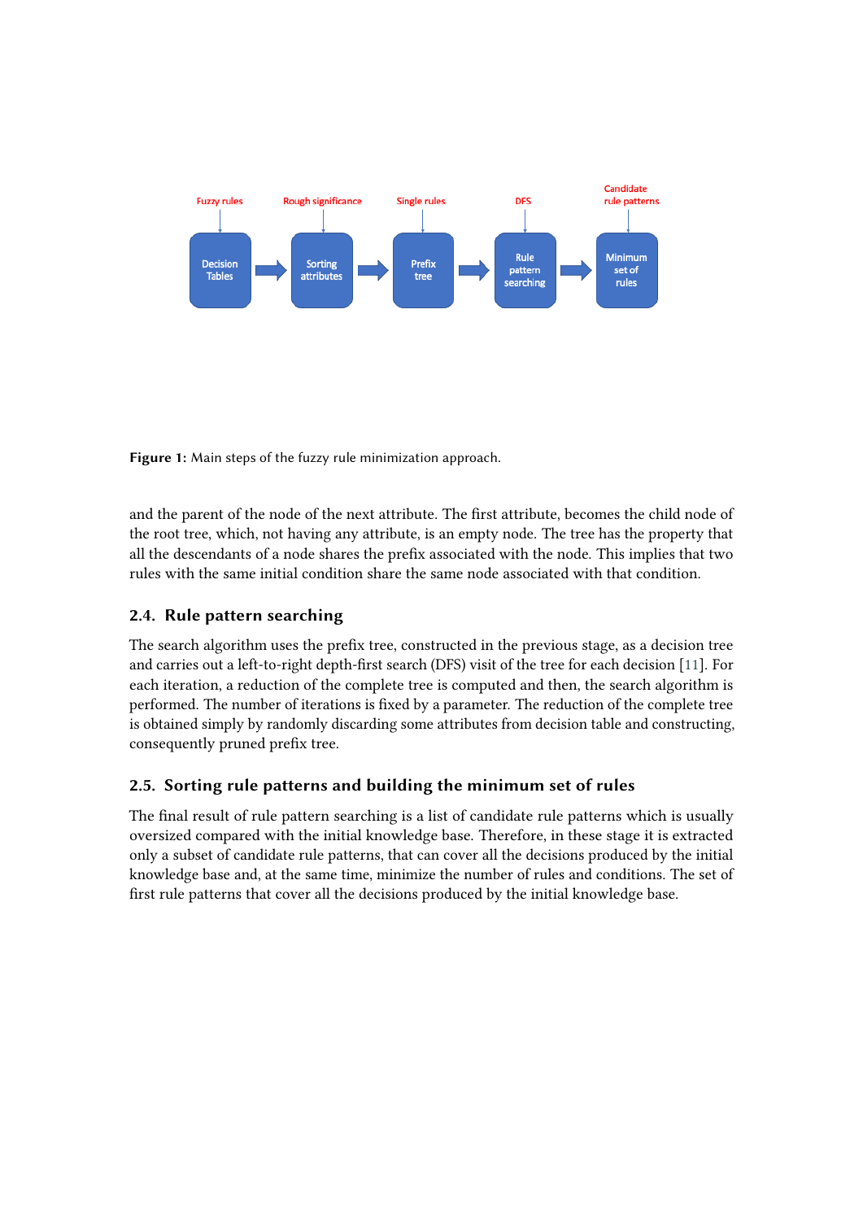Figure 1: Main steps of the fuzzy rule minimization approach.

and the parent of the node of the next attribute. The first attribute, becomes the child node of the root tree, which, not having any attribute, is an empty node. The tree has the property that all the descendants of a node shares the prefix associated with the node. This implies that two rules with the same initial condition share the same node associated with that condition.

## 2.4. Rule pattern searching

The search algorithm uses the prefix tree, constructed in the previous stage, as a decision tree and carries out a left-to-right depth-first search (DFS) visit of the tree for each decision [11]. For each iteration, a reduction of the complete tree is computed and then, the search algorithm is performed. The number of iterations is fixed by a parameter. The reduction of the complete tree is obtained simply by randomly discarding some attributes from decision table and constructing, consequently pruned prefix tree.

## 2.5. Sorting rule patterns and building the minimum set of rules

The final result of rule pattern searching is a list of candidate rule patterns which is usually oversized compared with the initial knowledge base. Therefore, in these stage it is extracted only a subset of candidate rule patterns, that can cover all the decisions produced by the initial knowledge base and, at the same time, minimize the number of rules and conditions. The set of first rule patterns that cover all the decisions produced by the initial knowledge base.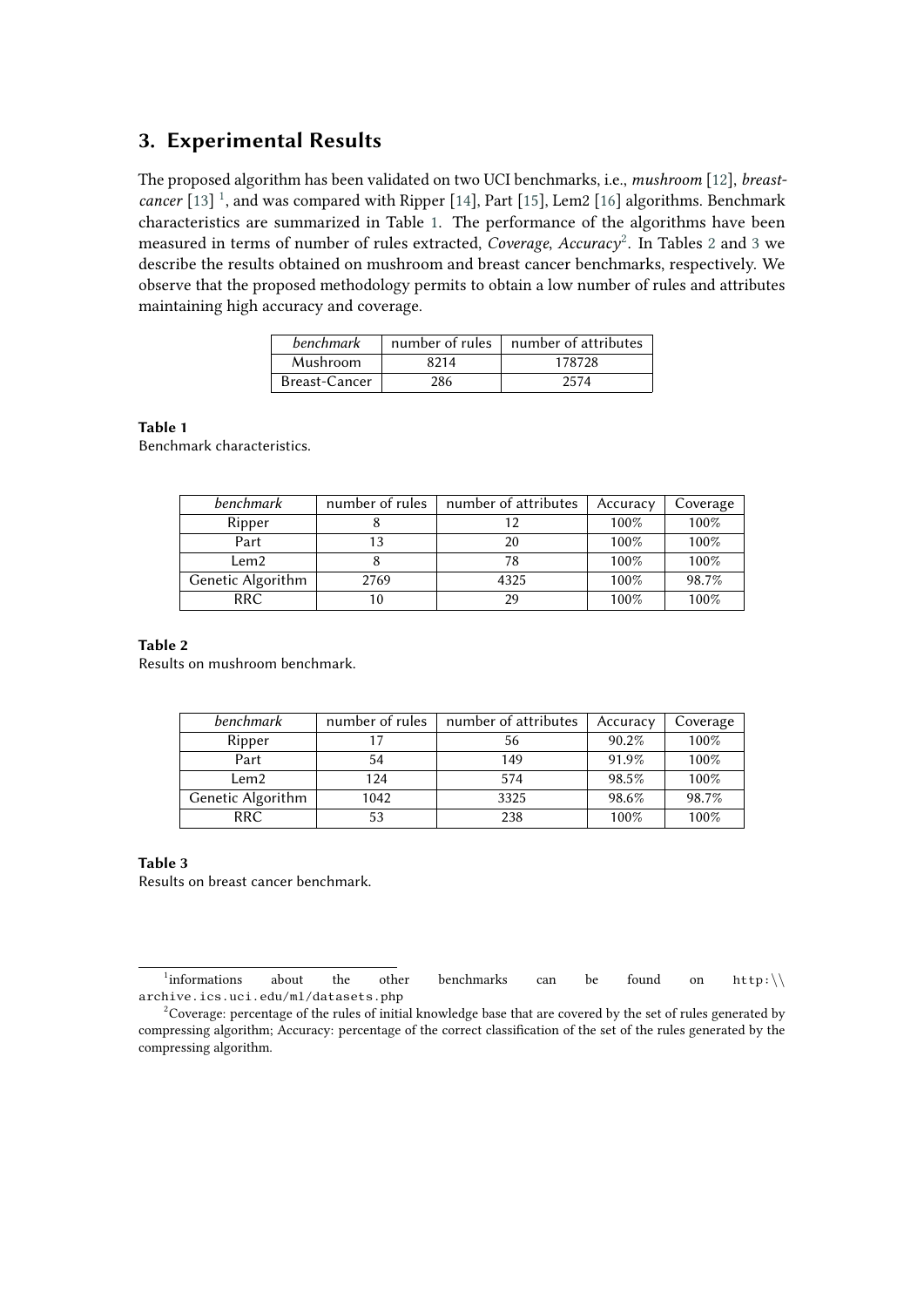## 3. Experimental Results

The proposed algorithm has been validated on two UCI benchmarks, i.e., *mushroom* [12], *breast-cancer* [13] [1], and was compared with Ripper [14], Part [15], Lem2 [16] algorithms. Benchmark characteristics are summarized in Table 1. The performance of the algorithms have been measured in terms of number of rules extracted, *Coverage*, *Accuracy*[2]. In Tables 2 and 3 we describe the results obtained on mushroom and breast cancer benchmarks, respectively. We observe that the proposed methodology permits to obtain a low number of rules and attributes maintaining high accuracy and coverage.

| *benchmark* | number of rules | number of attributes |
|---|---|---|
| Mushroom | 8214 | 178728 |
| Breast-Cancer | 286 | 2574 |

**Table 1**
Benchmark characteristics.

| *benchmark* | number of rules | number of attributes | Accuracy | Coverage |
|---|---|---|---|---|
| Ripper | 8 | 12 | 100% | 100% |
| Part | 13 | 20 | 100% | 100% |
| Lem2 | 8 | 78 | 100% | 100% |
| Genetic Algorithm | 2769 | 4325 | 100% | 98.7% |
| RRC | 10 | 29 | 100% | 100% |

**Table 2**
Results on mushroom benchmark.

| *benchmark* | number of rules | number of attributes | Accuracy | Coverage |
|---|---|---|---|---|
| Ripper | 17 | 56 | 90.2% | 100% |
| Part | 54 | 149 | 91.9% | 100% |
| Lem2 | 124 | 574 | 98.5% | 100% |
| Genetic Algorithm | 1042 | 3325 | 98.6% | 98.7% |
| RRC | 53 | 238 | 100% | 100% |

**Table 3**
Results on breast cancer benchmark.

[1] informations about the other benchmarks can be found on http:\\ archive.ics.uci.edu/ml/datasets.php

[2] Coverage: percentage of the rules of initial knowledge base that are covered by the set of rules generated by compressing algorithm; Accuracy: percentage of the correct classification of the set of the rules generated by the compressing algorithm.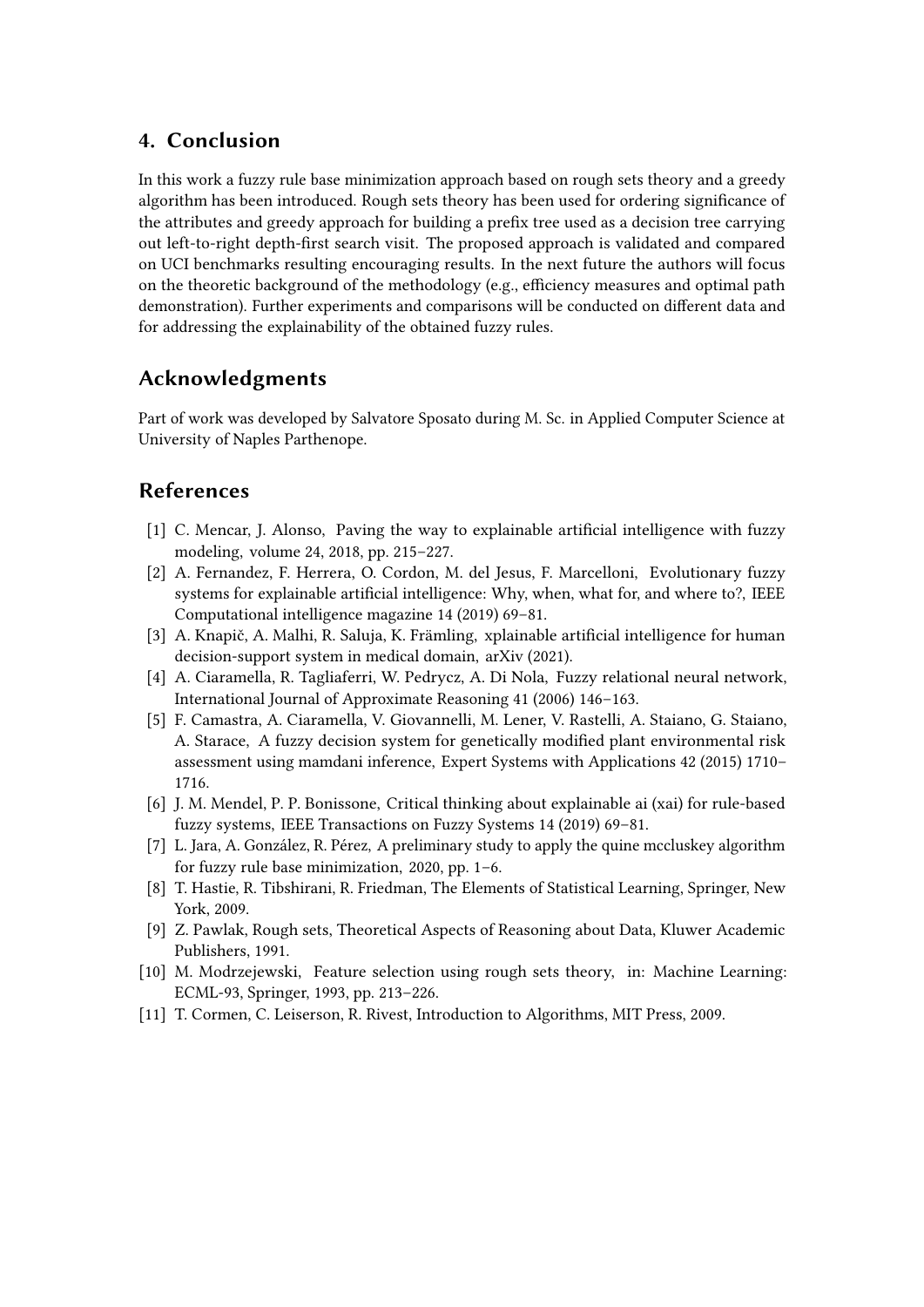## 4. Conclusion

In this work a fuzzy rule base minimization approach based on rough sets theory and a greedy algorithm has been introduced. Rough sets theory has been used for ordering significance of the attributes and greedy approach for building a prefix tree used as a decision tree carrying out left-to-right depth-first search visit. The proposed approach is validated and compared on UCI benchmarks resulting encouraging results. In the next future the authors will focus on the theoretic background of the methodology (e.g., efficiency measures and optimal path demonstration). Further experiments and comparisons will be conducted on different data and for addressing the explainability of the obtained fuzzy rules.

## Acknowledgments

Part of work was developed by Salvatore Sposato during M. Sc. in Applied Computer Science at University of Naples Parthenope.

## References

[1] C. Mencar, J. Alonso, Paving the way to explainable artificial intelligence with fuzzy modeling, volume 24, 2018, pp. 215–227.

[2] A. Fernandez, F. Herrera, O. Cordon, M. del Jesus, F. Marcelloni, Evolutionary fuzzy systems for explainable artificial intelligence: Why, when, what for, and where to?, IEEE Computational intelligence magazine 14 (2019) 69–81.

[3] A. Knapič, A. Malhi, R. Saluja, K. Främling, xplainable artificial intelligence for human decision-support system in medical domain, arXiv (2021).

[4] A. Ciaramella, R. Tagliaferri, W. Pedrycz, A. Di Nola, Fuzzy relational neural network, International Journal of Approximate Reasoning 41 (2006) 146–163.

[5] F. Camastra, A. Ciaramella, V. Giovannelli, M. Lener, V. Rastelli, A. Staiano, G. Staiano, A. Starace, A fuzzy decision system for genetically modified plant environmental risk assessment using mamdani inference, Expert Systems with Applications 42 (2015) 1710–1716.

[6] J. M. Mendel, P. P. Bonissone, Critical thinking about explainable ai (xai) for rule-based fuzzy systems, IEEE Transactions on Fuzzy Systems 14 (2019) 69–81.

[7] L. Jara, A. González, R. Pérez, A preliminary study to apply the quine mccluskey algorithm for fuzzy rule base minimization, 2020, pp. 1–6.

[8] T. Hastie, R. Tibshirani, R. Friedman, The Elements of Statistical Learning, Springer, New York, 2009.

[9] Z. Pawlak, Rough sets, Theoretical Aspects of Reasoning about Data, Kluwer Academic Publishers, 1991.

[10] M. Modrzejewski, Feature selection using rough sets theory, in: Machine Learning: ECML-93, Springer, 1993, pp. 213–226.

[11] T. Cormen, C. Leiserson, R. Rivest, Introduction to Algorithms, MIT Press, 2009.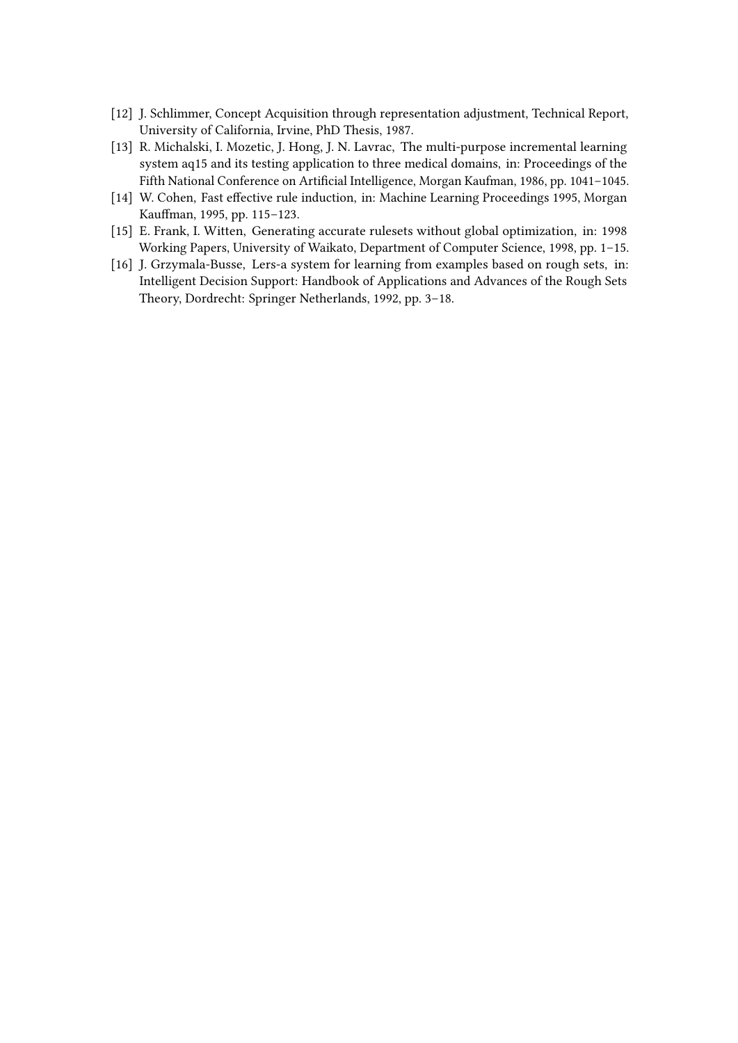[12] J. Schlimmer, Concept Acquisition through representation adjustment, Technical Report, University of California, Irvine, PhD Thesis, 1987.

[13] R. Michalski, I. Mozetic, J. Hong, J. N. Lavrac, The multi-purpose incremental learning system aq15 and its testing application to three medical domains, in: Proceedings of the Fifth National Conference on Artificial Intelligence, Morgan Kaufman, 1986, pp. 1041–1045.

[14] W. Cohen, Fast effective rule induction, in: Machine Learning Proceedings 1995, Morgan Kauffman, 1995, pp. 115–123.

[15] E. Frank, I. Witten, Generating accurate rulesets without global optimization, in: 1998 Working Papers, University of Waikato, Department of Computer Science, 1998, pp. 1–15.

[16] J. Grzymala-Busse, Lers-a system for learning from examples based on rough sets, in: Intelligent Decision Support: Handbook of Applications and Advances of the Rough Sets Theory, Dordrecht: Springer Netherlands, 1992, pp. 3–18.